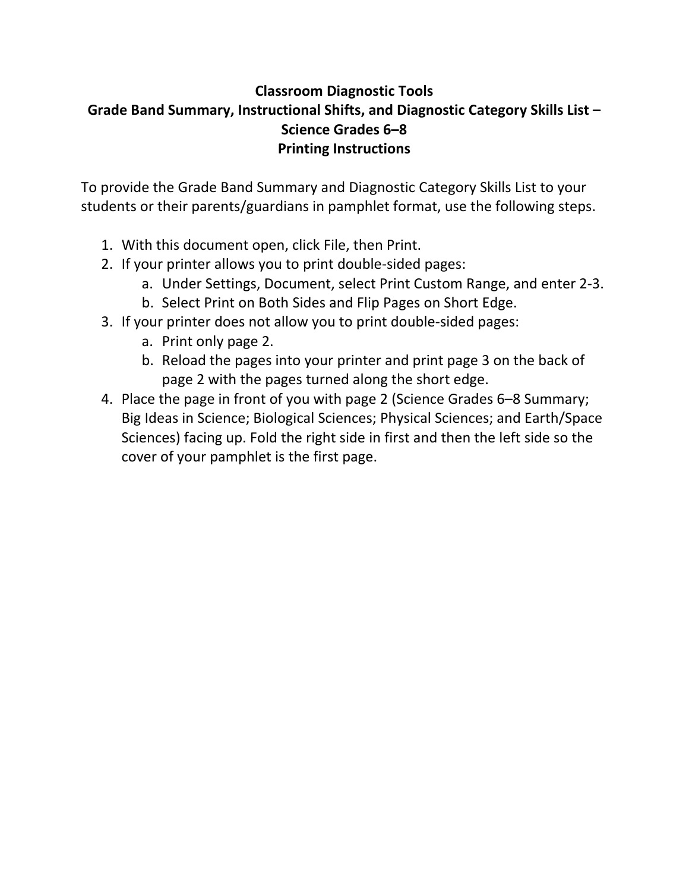# Classroom Diagnostic Tools
## Grade Band Summary, Instructional Shifts, and Diagnostic Category Skills List – Science Grades 6–8
## Printing Instructions

To provide the Grade Band Summary and Diagnostic Category Skills List to your students or their parents/guardians in pamphlet format, use the following steps.

1. With this document open, click File, then Print.
2. If your printer allows you to print double-sided pages:
    a. Under Settings, Document, select Print Custom Range, and enter 2-3.
    b. Select Print on Both Sides and Flip Pages on Short Edge.
3. If your printer does not allow you to print double-sided pages:
    a. Print only page 2.
    b. Reload the pages into your printer and print page 3 on the back of page 2 with the pages turned along the short edge.
4. Place the page in front of you with page 2 (Science Grades 6–8 Summary; Big Ideas in Science; Biological Sciences; Physical Sciences; and Earth/Space Sciences) facing up. Fold the right side in first and then the left side so the cover of your pamphlet is the first page.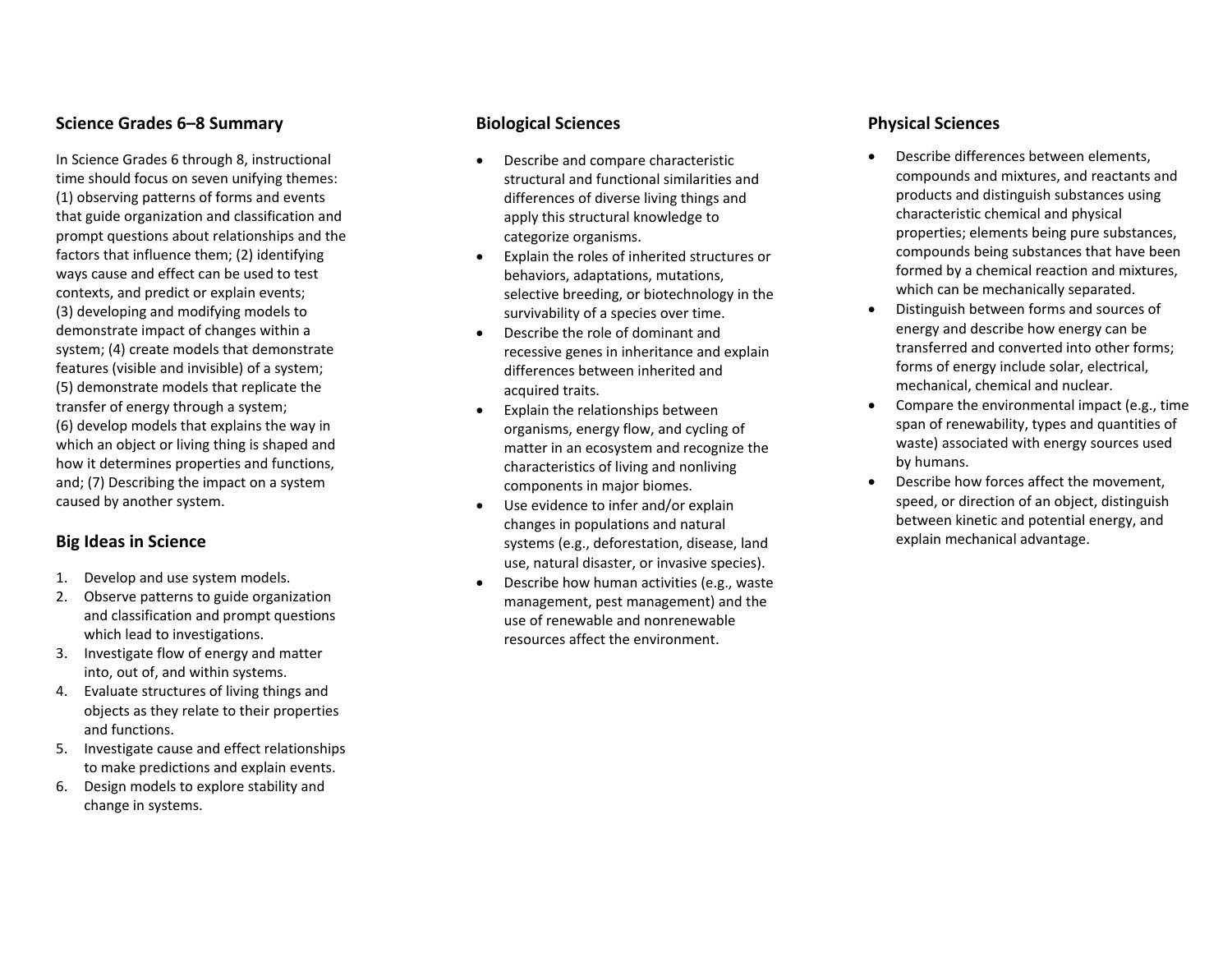## Science Grades 6–8 Summary

In Science Grades 6 through 8, instructional time should focus on seven unifying themes: (1) observing patterns of forms and events that guide organization and classification and prompt questions about relationships and the factors that influence them; (2) identifying ways cause and effect can be used to test contexts, and predict or explain events; (3) developing and modifying models to demonstrate impact of changes within a system; (4) create models that demonstrate features (visible and invisible) of a system; (5) demonstrate models that replicate the transfer of energy through a system; (6) develop models that explains the way in which an object or living thing is shaped and how it determines properties and functions, and; (7) Describing the impact on a system caused by another system.

## Big Ideas in Science

1. Develop and use system models.
2. Observe patterns to guide organization and classification and prompt questions which lead to investigations.
3. Investigate flow of energy and matter into, out of, and within systems.
4. Evaluate structures of living things and objects as they relate to their properties and functions.
5. Investigate cause and effect relationships to make predictions and explain events.
6. Design models to explore stability and change in systems.

## Biological Sciences

- Describe and compare characteristic structural and functional similarities and differences of diverse living things and apply this structural knowledge to categorize organisms.
- Explain the roles of inherited structures or behaviors, adaptations, mutations, selective breeding, or biotechnology in the survivability of a species over time.
- Describe the role of dominant and recessive genes in inheritance and explain differences between inherited and acquired traits.
- Explain the relationships between organisms, energy flow, and cycling of matter in an ecosystem and recognize the characteristics of living and nonliving components in major biomes.
- Use evidence to infer and/or explain changes in populations and natural systems (e.g., deforestation, disease, land use, natural disaster, or invasive species).
- Describe how human activities (e.g., waste management, pest management) and the use of renewable and nonrenewable resources affect the environment.

## Physical Sciences

- Describe differences between elements, compounds and mixtures, and reactants and products and distinguish substances using characteristic chemical and physical properties; elements being pure substances, compounds being substances that have been formed by a chemical reaction and mixtures, which can be mechanically separated.
- Distinguish between forms and sources of energy and describe how energy can be transferred and converted into other forms; forms of energy include solar, electrical, mechanical, chemical and nuclear.
- Compare the environmental impact (e.g., time span of renewability, types and quantities of waste) associated with energy sources used by humans.
- Describe how forces affect the movement, speed, or direction of an object, distinguish between kinetic and potential energy, and explain mechanical advantage.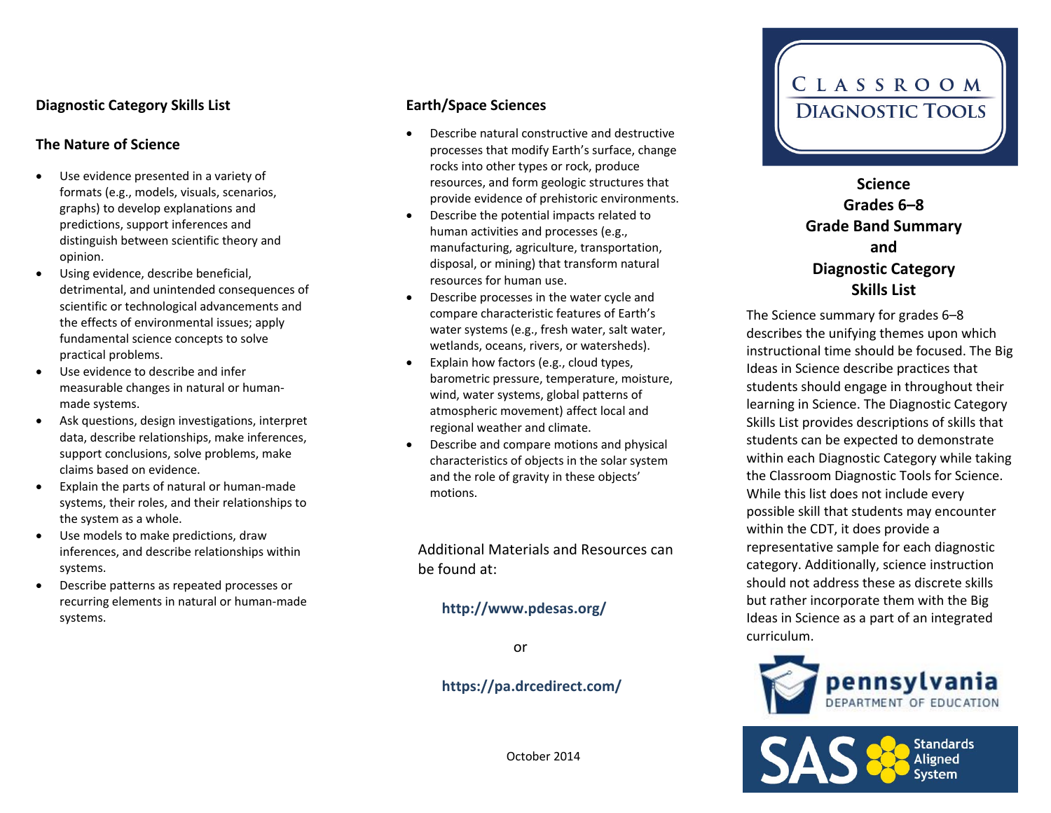## Diagnostic Category Skills List

### The Nature of Science

- Use evidence presented in a variety of formats (e.g., models, visuals, scenarios, graphs) to develop explanations and predictions, support inferences and distinguish between scientific theory and opinion.
- Using evidence, describe beneficial, detrimental, and unintended consequences of scientific or technological advancements and the effects of environmental issues; apply fundamental science concepts to solve practical problems.
- Use evidence to describe and infer measurable changes in natural or human-made systems.
- Ask questions, design investigations, interpret data, describe relationships, make inferences, support conclusions, solve problems, make claims based on evidence.
- Explain the parts of natural or human-made systems, their roles, and their relationships to the system as a whole.
- Use models to make predictions, draw inferences, and describe relationships within systems.
- Describe patterns as repeated processes or recurring elements in natural or human-made systems.

### Earth/Space Sciences

- Describe natural constructive and destructive processes that modify Earth's surface, change rocks into other types or rock, produce resources, and form geologic structures that provide evidence of prehistoric environments.
- Describe the potential impacts related to human activities and processes (e.g., manufacturing, agriculture, transportation, disposal, or mining) that transform natural resources for human use.
- Describe processes in the water cycle and compare characteristic features of Earth's water systems (e.g., fresh water, salt water, wetlands, oceans, rivers, or watersheds).
- Explain how factors (e.g., cloud types, barometric pressure, temperature, moisture, wind, water systems, global patterns of atmospheric movement) affect local and regional weather and climate.
- Describe and compare motions and physical characteristics of objects in the solar system and the role of gravity in these objects' motions.

Additional Materials and Resources can be found at:

**http://www.pdesas.org/**

or

**https://pa.drcedirect.com/**

October 2014

# Classroom Diagnostic Tools

## Science Grades 6–8 Grade Band Summary and Diagnostic Category Skills List

The Science summary for grades 6–8 describes the unifying themes upon which instructional time should be focused. The Big Ideas in Science describe practices that students should engage in throughout their learning in Science. The Diagnostic Category Skills List provides descriptions of skills that students can be expected to demonstrate within each Diagnostic Category while taking the Classroom Diagnostic Tools for Science. While this list does not include every possible skill that students may encounter within the CDT, it does provide a representative sample for each diagnostic category. Additionally, science instruction should not address these as discrete skills but rather incorporate them with the Big Ideas in Science as a part of an integrated curriculum.

pennsylvania
DEPARTMENT OF EDUCATION

SAS Standards Aligned System